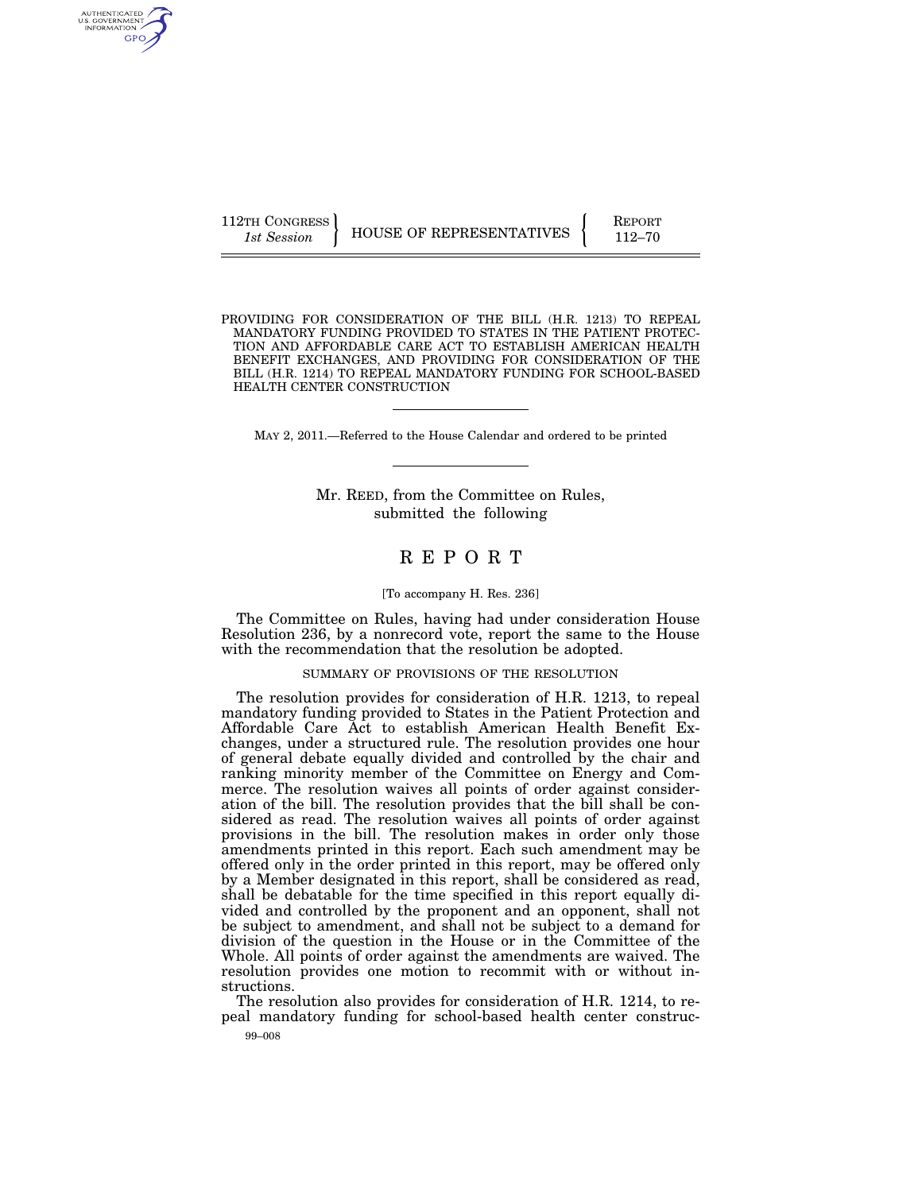112TH CONGRESS
*1st Session*

HOUSE OF REPRESENTATIVES

REPORT
112–70

PROVIDING FOR CONSIDERATION OF THE BILL (H.R. 1213) TO REPEAL MANDATORY FUNDING PROVIDED TO STATES IN THE PATIENT PROTECTION AND AFFORDABLE CARE ACT TO ESTABLISH AMERICAN HEALTH BENEFIT EXCHANGES, AND PROVIDING FOR CONSIDERATION OF THE BILL (H.R. 1214) TO REPEAL MANDATORY FUNDING FOR SCHOOL-BASED HEALTH CENTER CONSTRUCTION

MAY 2, 2011.—Referred to the House Calendar and ordered to be printed

Mr. REED, from the Committee on Rules, submitted the following

# REPORT

[To accompany H. Res. 236]

The Committee on Rules, having had under consideration House Resolution 236, by a nonrecord vote, report the same to the House with the recommendation that the resolution be adopted.

## SUMMARY OF PROVISIONS OF THE RESOLUTION

The resolution provides for consideration of H.R. 1213, to repeal mandatory funding provided to States in the Patient Protection and Affordable Care Act to establish American Health Benefit Exchanges, under a structured rule. The resolution provides one hour of general debate equally divided and controlled by the chair and ranking minority member of the Committee on Energy and Commerce. The resolution waives all points of order against consideration of the bill. The resolution provides that the bill shall be considered as read. The resolution waives all points of order against provisions in the bill. The resolution makes in order only those amendments printed in this report. Each such amendment may be offered only in the order printed in this report, may be offered only by a Member designated in this report, shall be considered as read, shall be debatable for the time specified in this report equally divided and controlled by the proponent and an opponent, shall not be subject to amendment, and shall not be subject to a demand for division of the question in the House or in the Committee of the Whole. All points of order against the amendments are waived. The resolution provides one motion to recommit with or without instructions.

The resolution also provides for consideration of H.R. 1214, to repeal mandatory funding for school-based health center construc-

99–008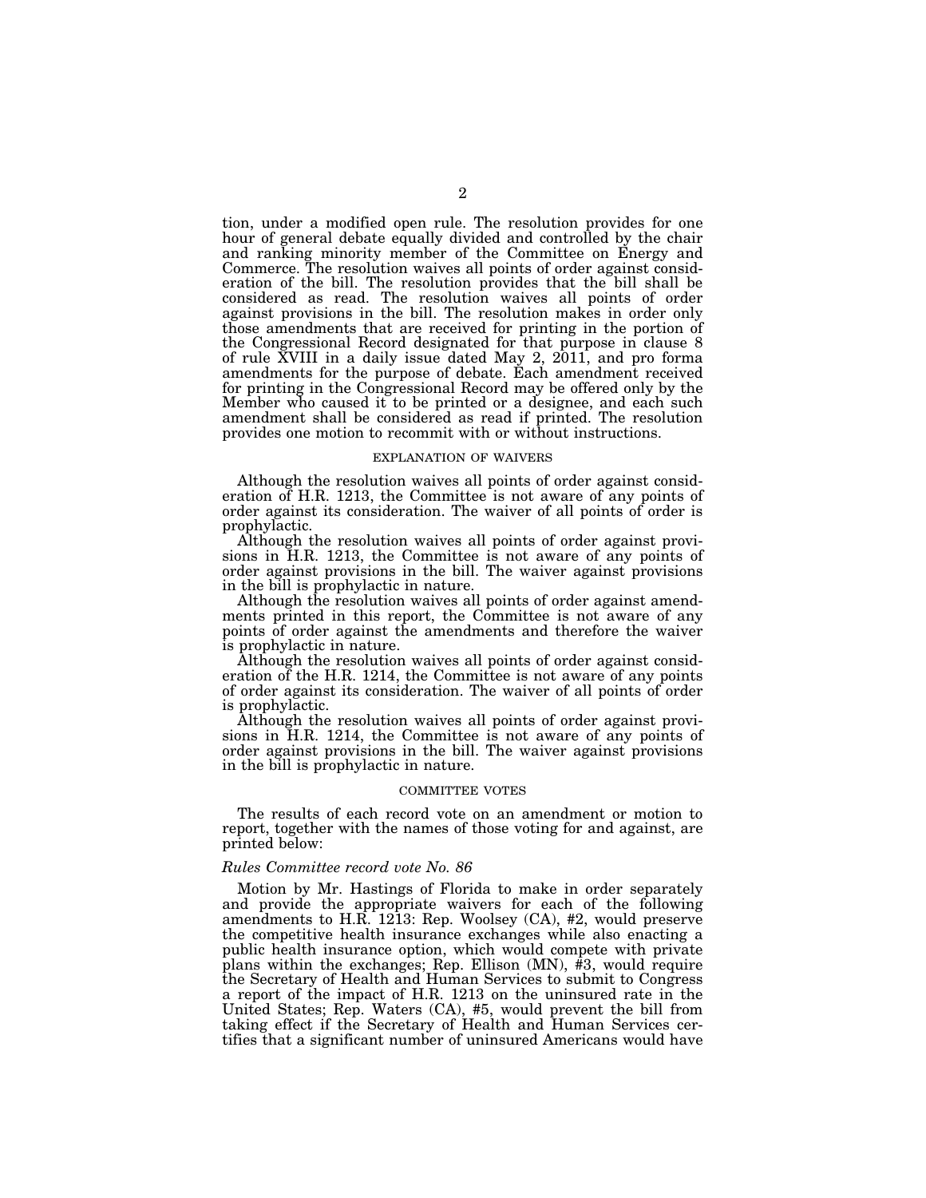tion, under a modified open rule. The resolution provides for one hour of general debate equally divided and controlled by the chair and ranking minority member of the Committee on Energy and Commerce. The resolution waives all points of order against consideration of the bill. The resolution provides that the bill shall be considered as read. The resolution waives all points of order against provisions in the bill. The resolution makes in order only those amendments that are received for printing in the portion of the Congressional Record designated for that purpose in clause 8 of rule XVIII in a daily issue dated May 2, 2011, and pro forma amendments for the purpose of debate. Each amendment received for printing in the Congressional Record may be offered only by the Member who caused it to be printed or a designee, and each such amendment shall be considered as read if printed. The resolution provides one motion to recommit with or without instructions.

## EXPLANATION OF WAIVERS

Although the resolution waives all points of order against consideration of H.R. 1213, the Committee is not aware of any points of order against its consideration. The waiver of all points of order is prophylactic.

Although the resolution waives all points of order against provisions in H.R. 1213, the Committee is not aware of any points of order against provisions in the bill. The waiver against provisions in the bill is prophylactic in nature.

Although the resolution waives all points of order against amendments printed in this report, the Committee is not aware of any points of order against the amendments and therefore the waiver is prophylactic in nature.

Although the resolution waives all points of order against consideration of the H.R. 1214, the Committee is not aware of any points of order against its consideration. The waiver of all points of order is prophylactic.

Although the resolution waives all points of order against provisions in H.R. 1214, the Committee is not aware of any points of order against provisions in the bill. The waiver against provisions in the bill is prophylactic in nature.

## COMMITTEE VOTES

The results of each record vote on an amendment or motion to report, together with the names of those voting for and against, are printed below:

*Rules Committee record vote No. 86*

Motion by Mr. Hastings of Florida to make in order separately and provide the appropriate waivers for each of the following amendments to H.R. 1213: Rep. Woolsey (CA), #2, would preserve the competitive health insurance exchanges while also enacting a public health insurance option, which would compete with private plans within the exchanges; Rep. Ellison (MN), #3, would require the Secretary of Health and Human Services to submit to Congress a report of the impact of H.R. 1213 on the uninsured rate in the United States; Rep. Waters (CA), #5, would prevent the bill from taking effect if the Secretary of Health and Human Services certifies that a significant number of uninsured Americans would have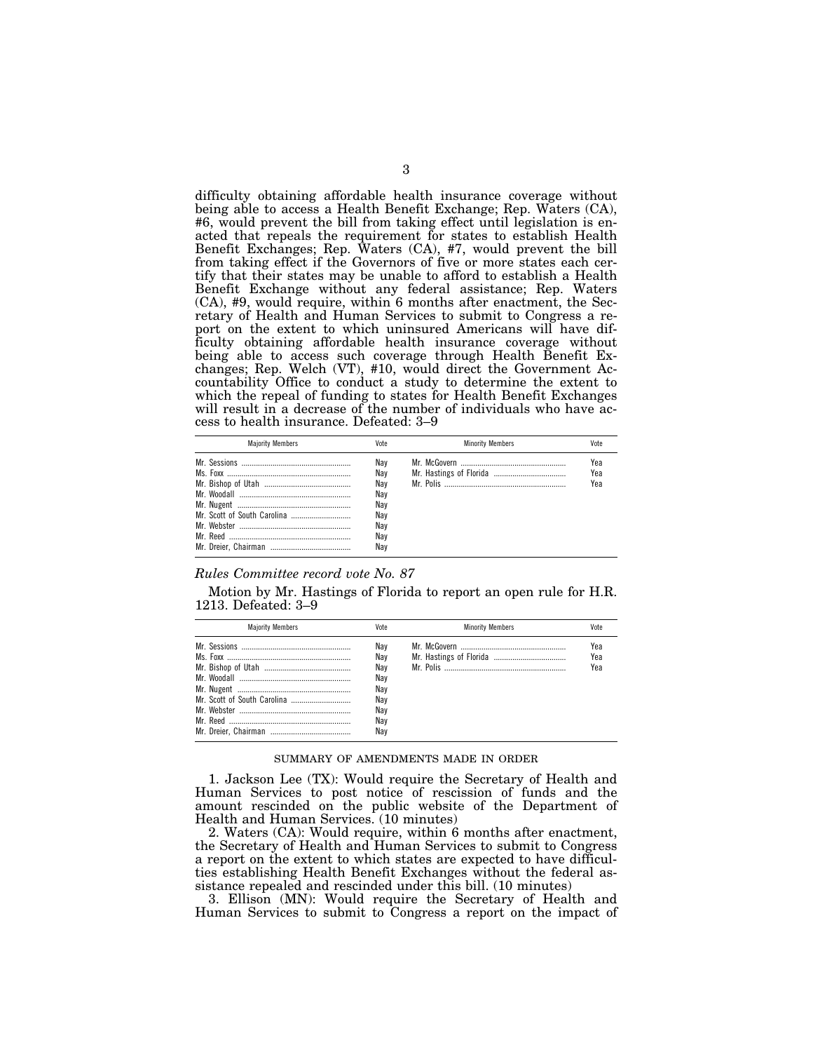difficulty obtaining affordable health insurance coverage without being able to access a Health Benefit Exchange; Rep. Waters (CA), #6, would prevent the bill from taking effect until legislation is enacted that repeals the requirement for states to establish Health Benefit Exchanges; Rep. Waters (CA), #7, would prevent the bill from taking effect if the Governors of five or more states each certify that their states may be unable to afford to establish a Health Benefit Exchange without any federal assistance; Rep. Waters (CA), #9, would require, within 6 months after enactment, the Secretary of Health and Human Services to submit to Congress a report on the extent to which uninsured Americans will have difficulty obtaining affordable health insurance coverage without being able to access such coverage through Health Benefit Exchanges; Rep. Welch (VT), #10, would direct the Government Accountability Office to conduct a study to determine the extent to which the repeal of funding to states for Health Benefit Exchanges will result in a decrease of the number of individuals who have access to health insurance. Defeated: 3–9

| Majority Members | Vote | Minority Members | Vote |
|---|---|---|---|
| Mr. Sessions | Nay | Mr. McGovern | Yea |
| Ms. Foxx | Nay | Mr. Hastings of Florida | Yea |
| Mr. Bishop of Utah | Nay | Mr. Polis | Yea |
| Mr. Woodall | Nay | | |
| Mr. Nugent | Nay | | |
| Mr. Scott of South Carolina | Nay | | |
| Mr. Webster | Nay | | |
| Mr. Reed | Nay | | |
| Mr. Dreier, Chairman | Nay | | |

*Rules Committee record vote No. 87*

Motion by Mr. Hastings of Florida to report an open rule for H.R. 1213. Defeated: 3–9

| Majority Members | Vote | Minority Members | Vote |
|---|---|---|---|
| Mr. Sessions | Nay | Mr. McGovern | Yea |
| Ms. Foxx | Nay | Mr. Hastings of Florida | Yea |
| Mr. Bishop of Utah | Nay | Mr. Polis | Yea |
| Mr. Woodall | Nay | | |
| Mr. Nugent | Nay | | |
| Mr. Scott of South Carolina | Nay | | |
| Mr. Webster | Nay | | |
| Mr. Reed | Nay | | |
| Mr. Dreier, Chairman | Nay | | |

## SUMMARY OF AMENDMENTS MADE IN ORDER

1. Jackson Lee (TX): Would require the Secretary of Health and Human Services to post notice of rescission of funds and the amount rescinded on the public website of the Department of Health and Human Services. (10 minutes)

2. Waters (CA): Would require, within 6 months after enactment, the Secretary of Health and Human Services to submit to Congress a report on the extent to which states are expected to have difficulties establishing Health Benefit Exchanges without the federal assistance repealed and rescinded under this bill. (10 minutes)

3. Ellison (MN): Would require the Secretary of Health and Human Services to submit to Congress a report on the impact of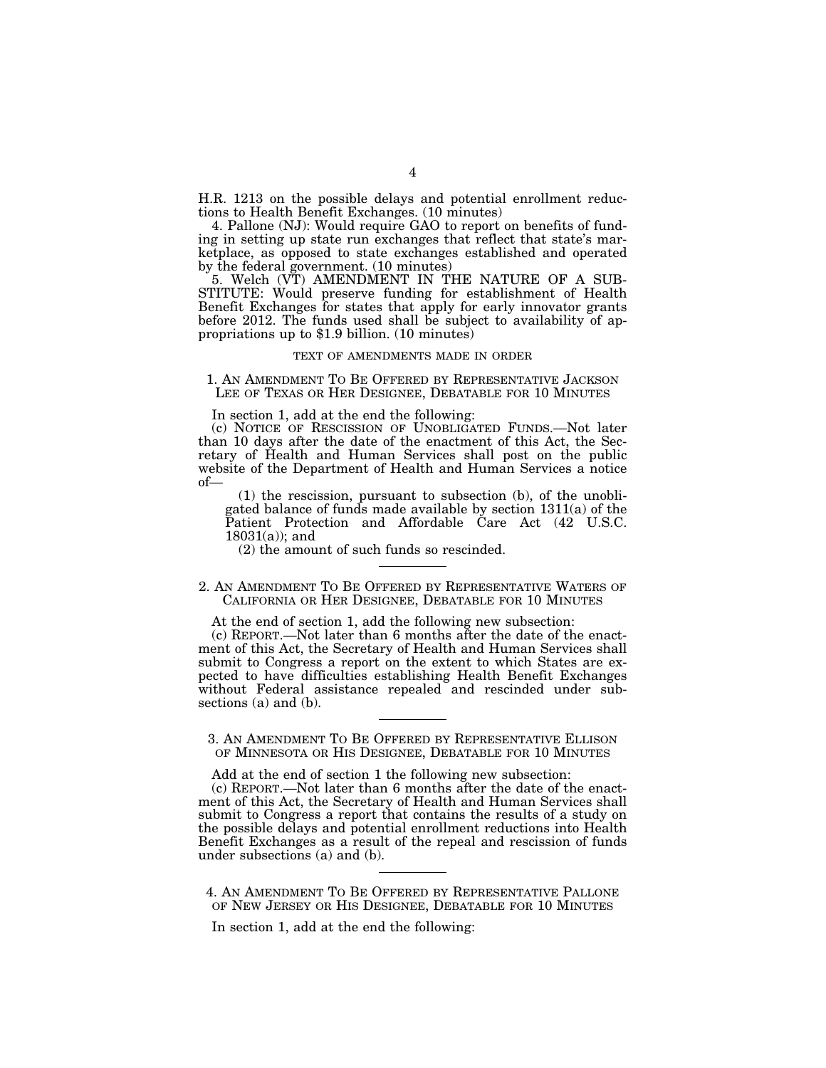H.R. 1213 on the possible delays and potential enrollment reductions to Health Benefit Exchanges. (10 minutes)

4. Pallone (NJ): Would require GAO to report on benefits of funding in setting up state run exchanges that reflect that state's marketplace, as opposed to state exchanges established and operated by the federal government. (10 minutes)

5. Welch (VT) AMENDMENT IN THE NATURE OF A SUBSTITUTE: Would preserve funding for establishment of Health Benefit Exchanges for states that apply for early innovator grants before 2012. The funds used shall be subject to availability of appropriations up to $1.9 billion. (10 minutes)

## TEXT OF AMENDMENTS MADE IN ORDER

### 1. An Amendment To Be Offered by Representative Jackson Lee of Texas or Her Designee, Debatable for 10 Minutes

In section 1, add at the end the following:

(c) NOTICE OF RESCISSION OF UNOBLIGATED FUNDS.—Not later than 10 days after the date of the enactment of this Act, the Secretary of Health and Human Services shall post on the public website of the Department of Health and Human Services a notice of—

(1) the rescission, pursuant to subsection (b), of the unobligated balance of funds made available by section 1311(a) of the Patient Protection and Affordable Care Act (42 U.S.C. 18031(a)); and

(2) the amount of such funds so rescinded.

---

### 2. An Amendment To Be Offered by Representative Waters of California or Her Designee, Debatable for 10 Minutes

At the end of section 1, add the following new subsection:

(c) REPORT.—Not later than 6 months after the date of the enactment of this Act, the Secretary of Health and Human Services shall submit to Congress a report on the extent to which States are expected to have difficulties establishing Health Benefit Exchanges without Federal assistance repealed and rescinded under subsections (a) and (b).

---

### 3. An Amendment To Be Offered by Representative Ellison of Minnesota or His Designee, Debatable for 10 Minutes

Add at the end of section 1 the following new subsection:

(c) REPORT.—Not later than 6 months after the date of the enactment of this Act, the Secretary of Health and Human Services shall submit to Congress a report that contains the results of a study on the possible delays and potential enrollment reductions into Health Benefit Exchanges as a result of the repeal and rescission of funds under subsections (a) and (b).

---

### 4. An Amendment To Be Offered by Representative Pallone of New Jersey or His Designee, Debatable for 10 Minutes

In section 1, add at the end the following: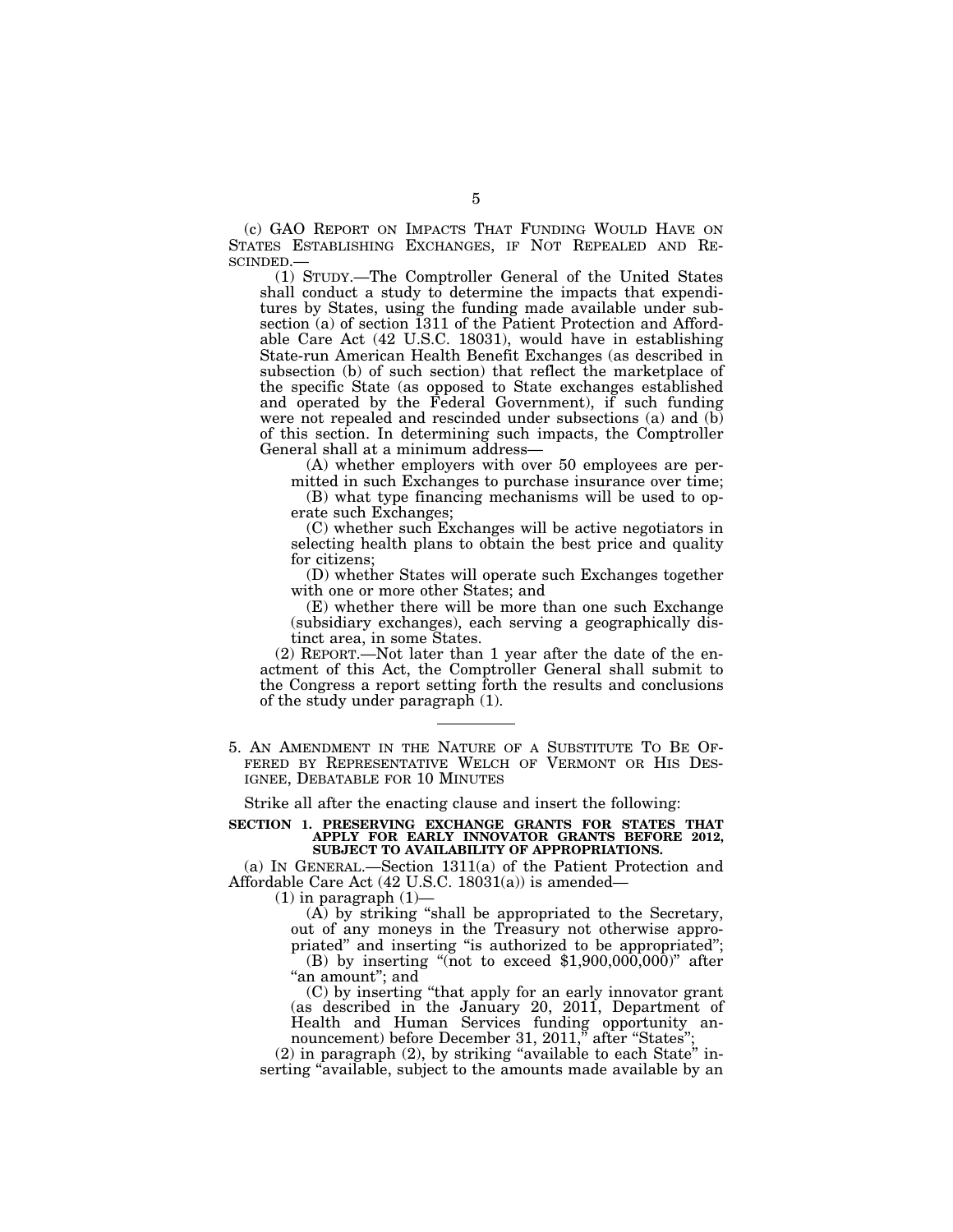(c) GAO REPORT ON IMPACTS THAT FUNDING WOULD HAVE ON STATES ESTABLISHING EXCHANGES, IF NOT REPEALED AND RESCINDED.—

(1) STUDY.—The Comptroller General of the United States shall conduct a study to determine the impacts that expenditures by States, using the funding made available under subsection (a) of section 1311 of the Patient Protection and Affordable Care Act (42 U.S.C. 18031), would have in establishing State-run American Health Benefit Exchanges (as described in subsection (b) of such section) that reflect the marketplace of the specific State (as opposed to State exchanges established and operated by the Federal Government), if such funding were not repealed and rescinded under subsections (a) and (b) of this section. In determining such impacts, the Comptroller General shall at a minimum address—

(A) whether employers with over 50 employees are permitted in such Exchanges to purchase insurance over time;

(B) what type financing mechanisms will be used to operate such Exchanges;

(C) whether such Exchanges will be active negotiators in selecting health plans to obtain the best price and quality for citizens;

(D) whether States will operate such Exchanges together with one or more other States; and

(E) whether there will be more than one such Exchange (subsidiary exchanges), each serving a geographically distinct area, in some States.

(2) REPORT.—Not later than 1 year after the date of the enactment of this Act, the Comptroller General shall submit to the Congress a report setting forth the results and conclusions of the study under paragraph (1).

---

5. AN AMENDMENT IN THE NATURE OF A SUBSTITUTE TO BE OFFERED BY REPRESENTATIVE WELCH OF VERMONT OR HIS DESIGNEE, DEBATABLE FOR 10 MINUTES

Strike all after the enacting clause and insert the following:

**SECTION 1. PRESERVING EXCHANGE GRANTS FOR STATES THAT APPLY FOR EARLY INNOVATOR GRANTS BEFORE 2012, SUBJECT TO AVAILABILITY OF APPROPRIATIONS.**

(a) IN GENERAL.—Section 1311(a) of the Patient Protection and Affordable Care Act (42 U.S.C. 18031(a)) is amended—

(1) in paragraph (1)—

(A) by striking "shall be appropriated to the Secretary, out of any moneys in the Treasury not otherwise appropriated" and inserting "is authorized to be appropriated";

(B) by inserting "(not to exceed $1,900,000,000)" after "an amount"; and

(C) by inserting "that apply for an early innovator grant (as described in the January 20, 2011, Department of Health and Human Services funding opportunity announcement) before December 31, 2011," after "States";

(2) in paragraph (2), by striking "available to each State" inserting "available, subject to the amounts made available by an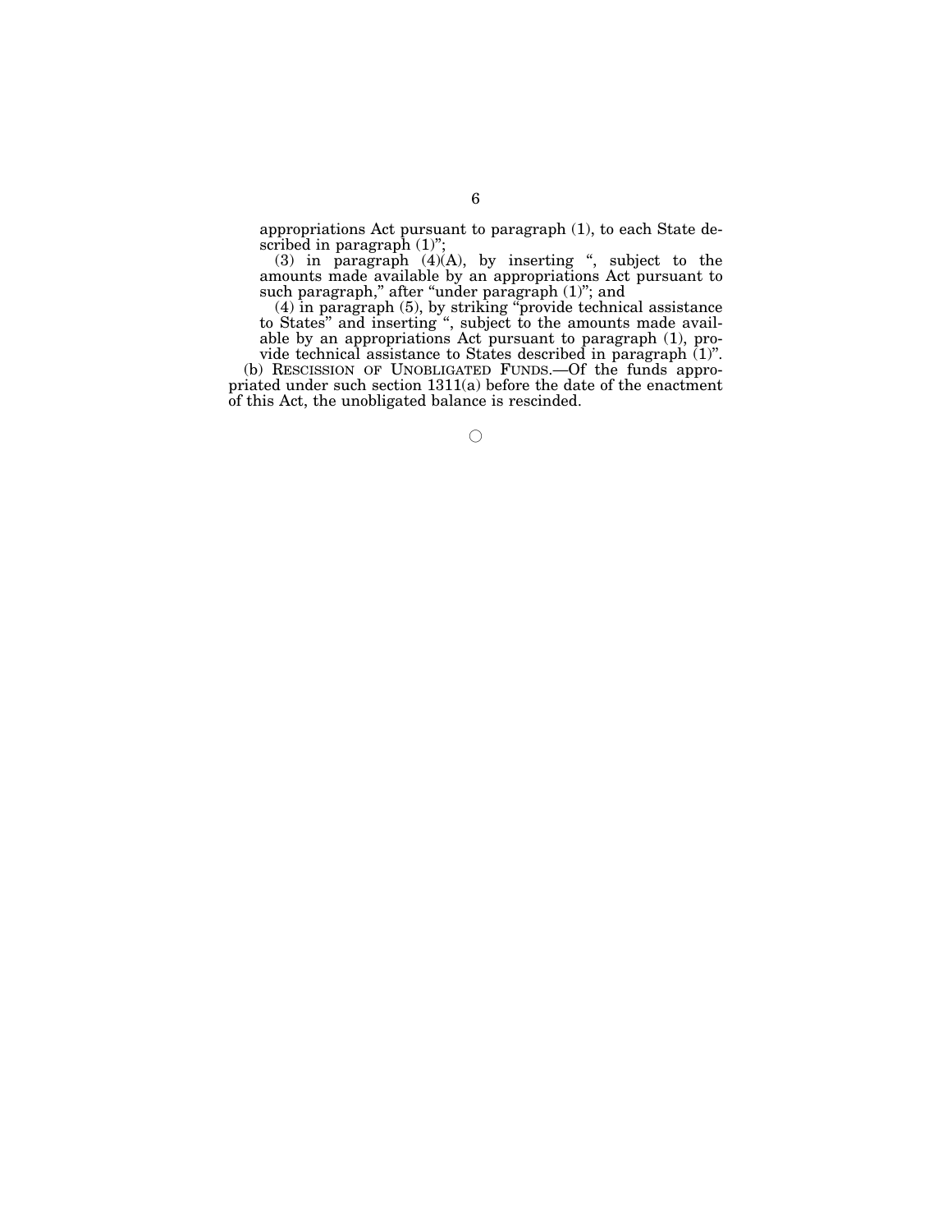appropriations Act pursuant to paragraph (1), to each State described in paragraph (1)";

(3) in paragraph (4)(A), by inserting ", subject to the amounts made available by an appropriations Act pursuant to such paragraph," after "under paragraph (1)"; and

(4) in paragraph (5), by striking "provide technical assistance to States" and inserting ", subject to the amounts made available by an appropriations Act pursuant to paragraph (1), provide technical assistance to States described in paragraph (1)".

(b) RESCISSION OF UNOBLIGATED FUNDS.—Of the funds appropriated under such section 1311(a) before the date of the enactment of this Act, the unobligated balance is rescinded.

○